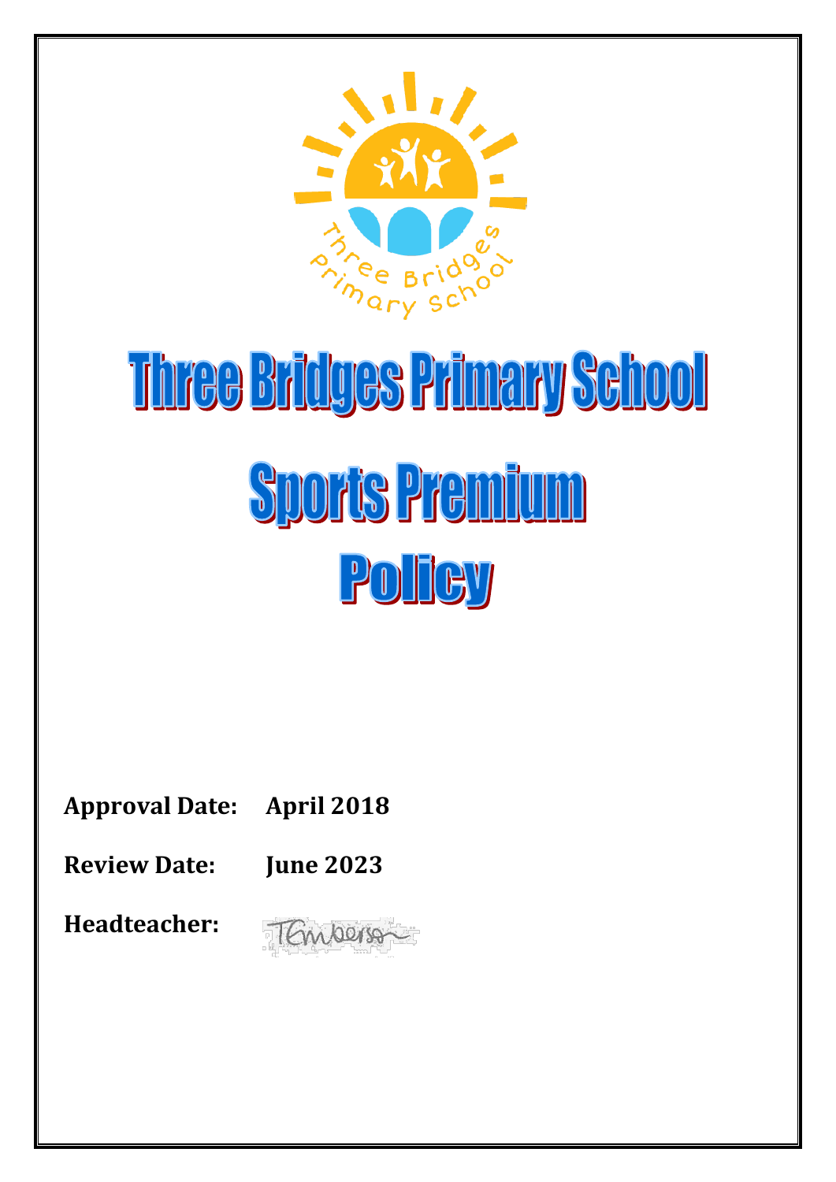# Three Bridges Primary School

# Sports Premium Policy

**Approval Date:** **April 2018**

**Review Date:** **June 2023**

**Headteacher:**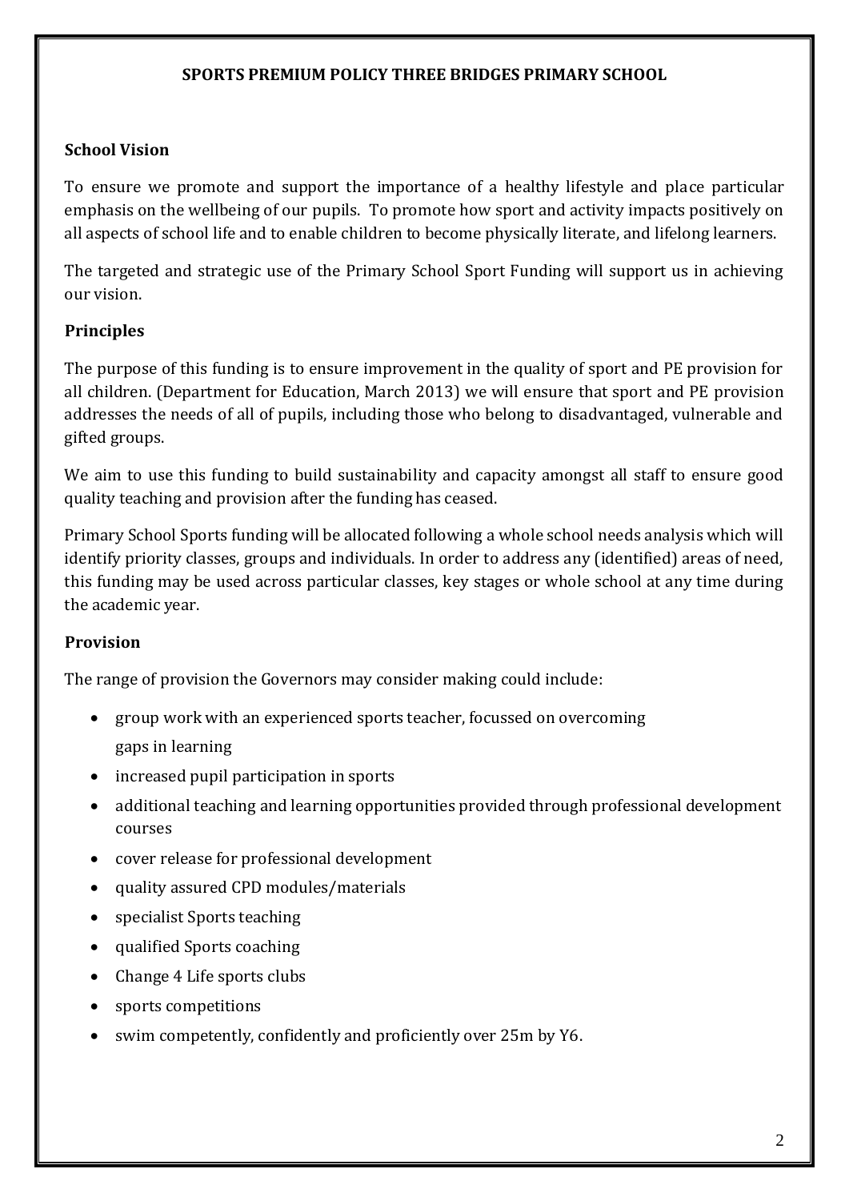# SPORTS PREMIUM POLICY THREE BRIDGES PRIMARY SCHOOL

## School Vision

To ensure we promote and support the importance of a healthy lifestyle and place particular emphasis on the wellbeing of our pupils. To promote how sport and activity impacts positively on all aspects of school life and to enable children to become physically literate, and lifelong learners.

The targeted and strategic use of the Primary School Sport Funding will support us in achieving our vision.

## Principles

The purpose of this funding is to ensure improvement in the quality of sport and PE provision for all children. (Department for Education, March 2013) we will ensure that sport and PE provision addresses the needs of all of pupils, including those who belong to disadvantaged, vulnerable and gifted groups.

We aim to use this funding to build sustainability and capacity amongst all staff to ensure good quality teaching and provision after the funding has ceased.

Primary School Sports funding will be allocated following a whole school needs analysis which will identify priority classes, groups and individuals. In order to address any (identified) areas of need, this funding may be used across particular classes, key stages or whole school at any time during the academic year.

## Provision

The range of provision the Governors may consider making could include:

- group work with an experienced sports teacher, focussed on overcoming gaps in learning
- increased pupil participation in sports
- additional teaching and learning opportunities provided through professional development courses
- cover release for professional development
- quality assured CPD modules/materials
- specialist Sports teaching
- qualified Sports coaching
- Change 4 Life sports clubs
- sports competitions
- swim competently, confidently and proficiently over 25m by Y6.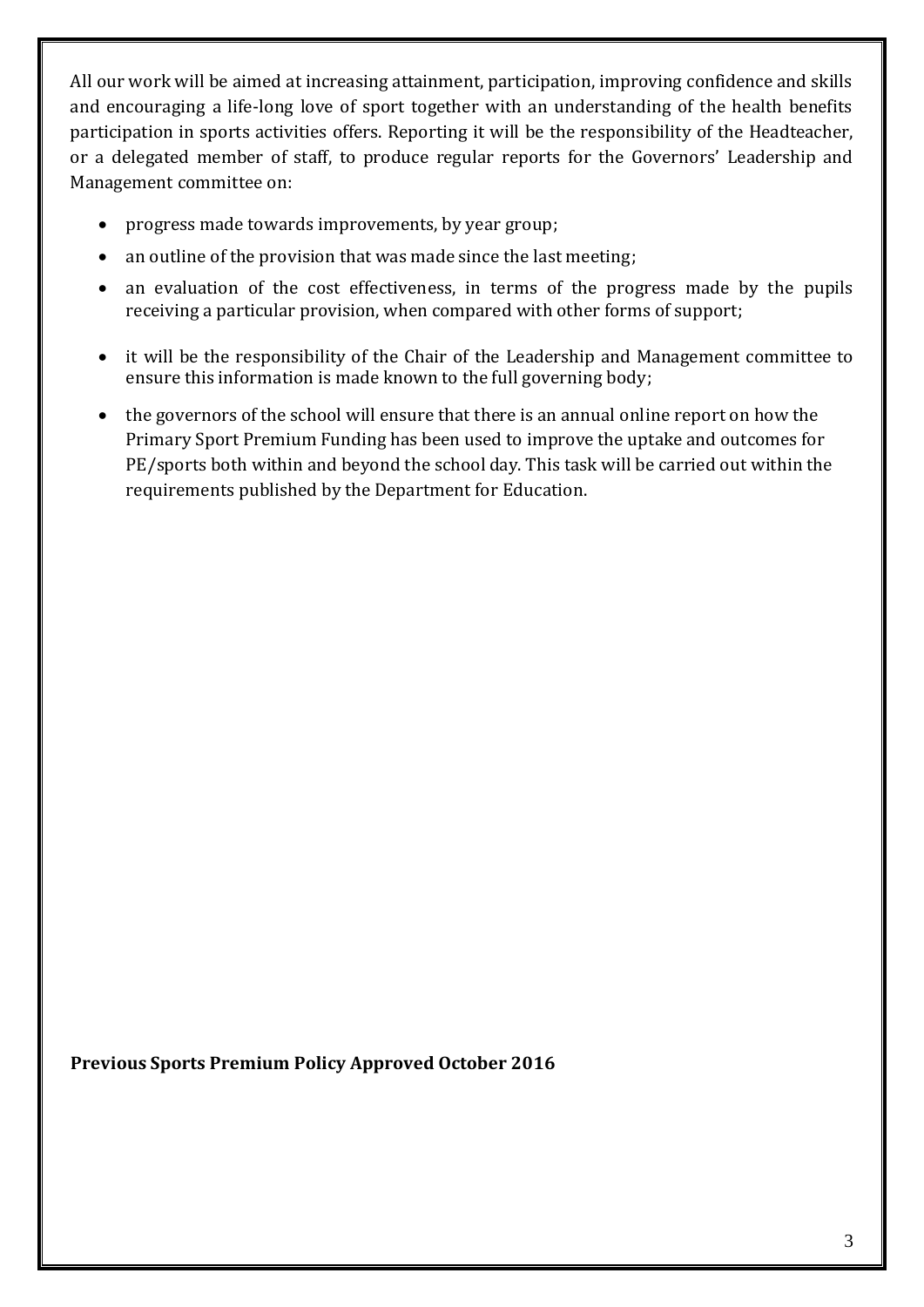All our work will be aimed at increasing attainment, participation, improving confidence and skills and encouraging a life-long love of sport together with an understanding of the health benefits participation in sports activities offers. Reporting it will be the responsibility of the Headteacher, or a delegated member of staff, to produce regular reports for the Governors' Leadership and Management committee on:

- progress made towards improvements, by year group;
- an outline of the provision that was made since the last meeting;
- an evaluation of the cost effectiveness, in terms of the progress made by the pupils receiving a particular provision, when compared with other forms of support;
- it will be the responsibility of the Chair of the Leadership and Management committee to ensure this information is made known to the full governing body;
- the governors of the school will ensure that there is an annual online report on how the Primary Sport Premium Funding has been used to improve the uptake and outcomes for PE/sports both within and beyond the school day. This task will be carried out within the requirements published by the Department for Education.

**Previous Sports Premium Policy Approved October 2016**